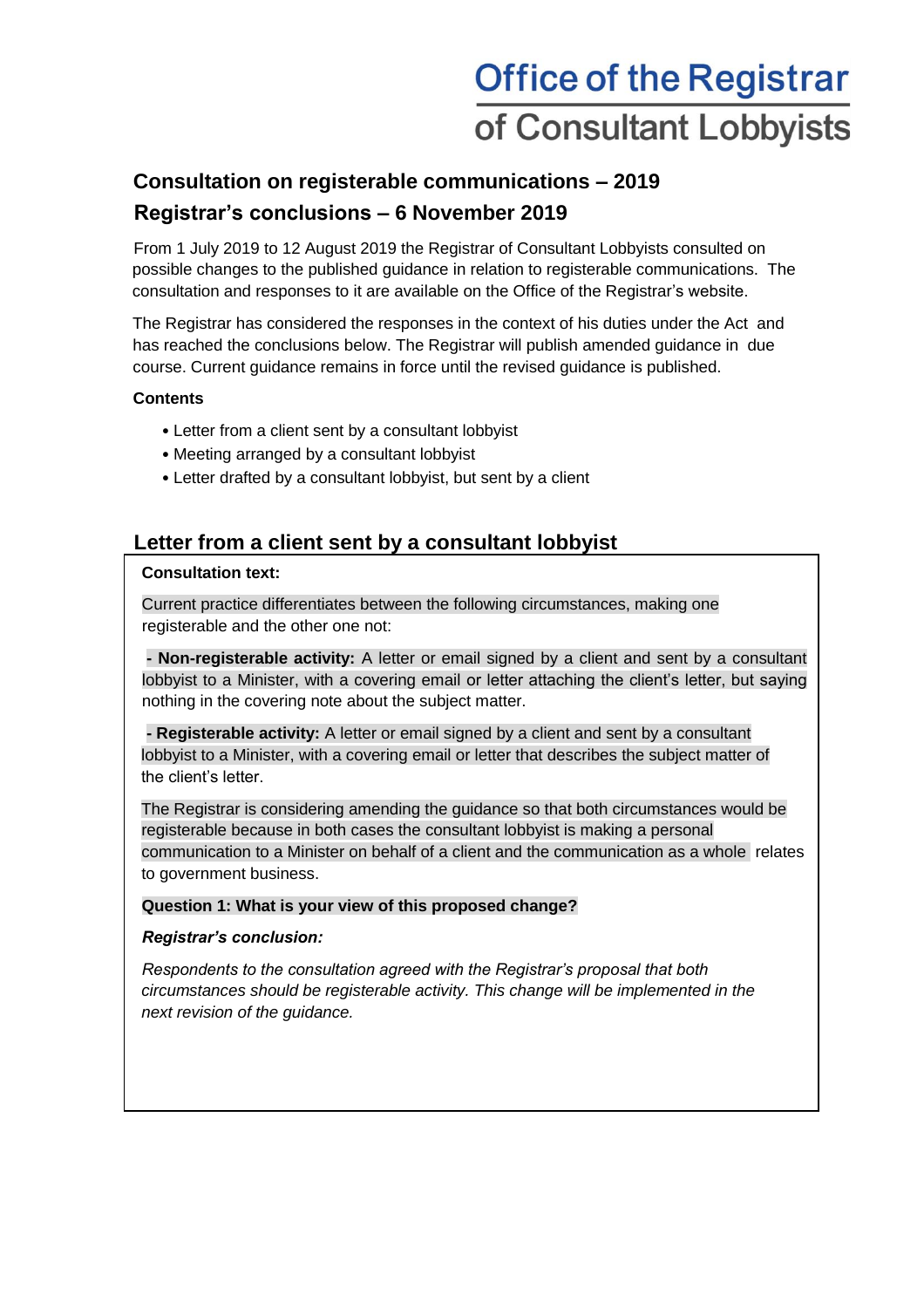# Office of the Registrar of Consultant Lobbyists

## Consultation on registerable communications – 2019

## Registrar's conclusions – 6 November 2019

From 1 July 2019 to 12 August 2019 the Registrar of Consultant Lobbyists consulted on possible changes to the published guidance in relation to registerable communications. The consultation and responses to it are available on the Office of the Registrar's website.

The Registrar has considered the responses in the context of his duties under the Act and has reached the conclusions below. The Registrar will publish amended guidance in due course. Current guidance remains in force until the revised guidance is published.

**Contents**

- Letter from a client sent by a consultant lobbyist
- Meeting arranged by a consultant lobbyist
- Letter drafted by a consultant lobbyist, but sent by a client

## Letter from a client sent by a consultant lobbyist

**Consultation text:**

Current practice differentiates between the following circumstances, making one registerable and the other one not:

**- Non-registerable activity:** A letter or email signed by a client and sent by a consultant lobbyist to a Minister, with a covering email or letter attaching the client's letter, but saying nothing in the covering note about the subject matter.

**- Registerable activity:** A letter or email signed by a client and sent by a consultant lobbyist to a Minister, with a covering email or letter that describes the subject matter of the client's letter.

The Registrar is considering amending the guidance so that both circumstances would be registerable because in both cases the consultant lobbyist is making a personal communication to a Minister on behalf of a client and the communication as a whole relates to government business.

**Question 1: What is your view of this proposed change?**

***Registrar's conclusion:***

*Respondents to the consultation agreed with the Registrar's proposal that both circumstances should be registerable activity. This change will be implemented in the next revision of the guidance.*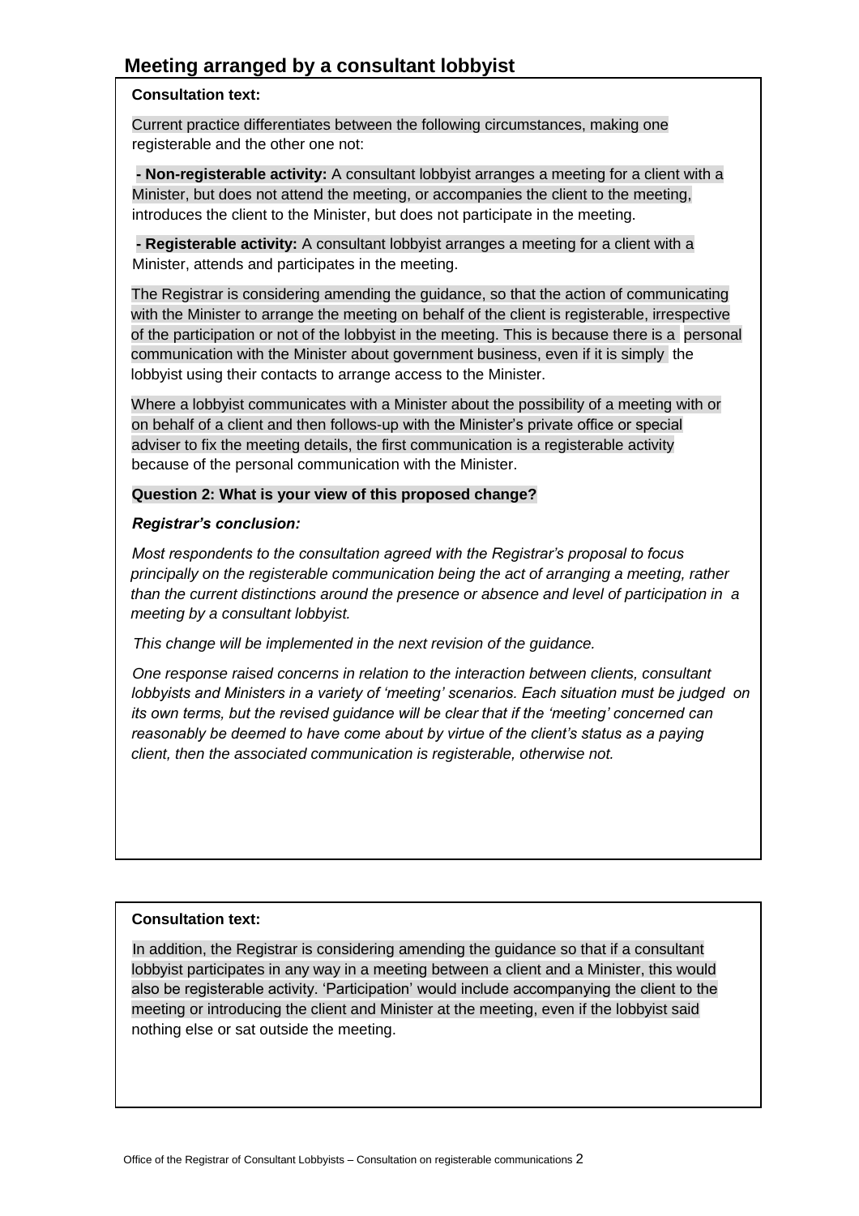## Meeting arranged by a consultant lobbyist

**Consultation text:**

Current practice differentiates between the following circumstances, making one registerable and the other one not:

**- Non-registerable activity:** A consultant lobbyist arranges a meeting for a client with a Minister, but does not attend the meeting, or accompanies the client to the meeting, introduces the client to the Minister, but does not participate in the meeting.

**- Registerable activity:** A consultant lobbyist arranges a meeting for a client with a Minister, attends and participates in the meeting.

The Registrar is considering amending the guidance, so that the action of communicating with the Minister to arrange the meeting on behalf of the client is registerable, irrespective of the participation or not of the lobbyist in the meeting. This is because there is a personal communication with the Minister about government business, even if it is simply the lobbyist using their contacts to arrange access to the Minister.

Where a lobbyist communicates with a Minister about the possibility of a meeting with or on behalf of a client and then follows-up with the Minister's private office or special adviser to fix the meeting details, the first communication is a registerable activity because of the personal communication with the Minister.

**Question 2: What is your view of this proposed change?**

***Registrar's conclusion:***

*Most respondents to the consultation agreed with the Registrar's proposal to focus principally on the registerable communication being the act of arranging a meeting, rather than the current distinctions around the presence or absence and level of participation in a meeting by a consultant lobbyist.*

*This change will be implemented in the next revision of the guidance.*

*One response raised concerns in relation to the interaction between clients, consultant lobbyists and Ministers in a variety of 'meeting' scenarios. Each situation must be judged on its own terms, but the revised guidance will be clear that if the 'meeting' concerned can reasonably be deemed to have come about by virtue of the client's status as a paying client, then the associated communication is registerable, otherwise not.*

**Consultation text:**

In addition, the Registrar is considering amending the guidance so that if a consultant lobbyist participates in any way in a meeting between a client and a Minister, this would also be registerable activity. 'Participation' would include accompanying the client to the meeting or introducing the client and Minister at the meeting, even if the lobbyist said nothing else or sat outside the meeting.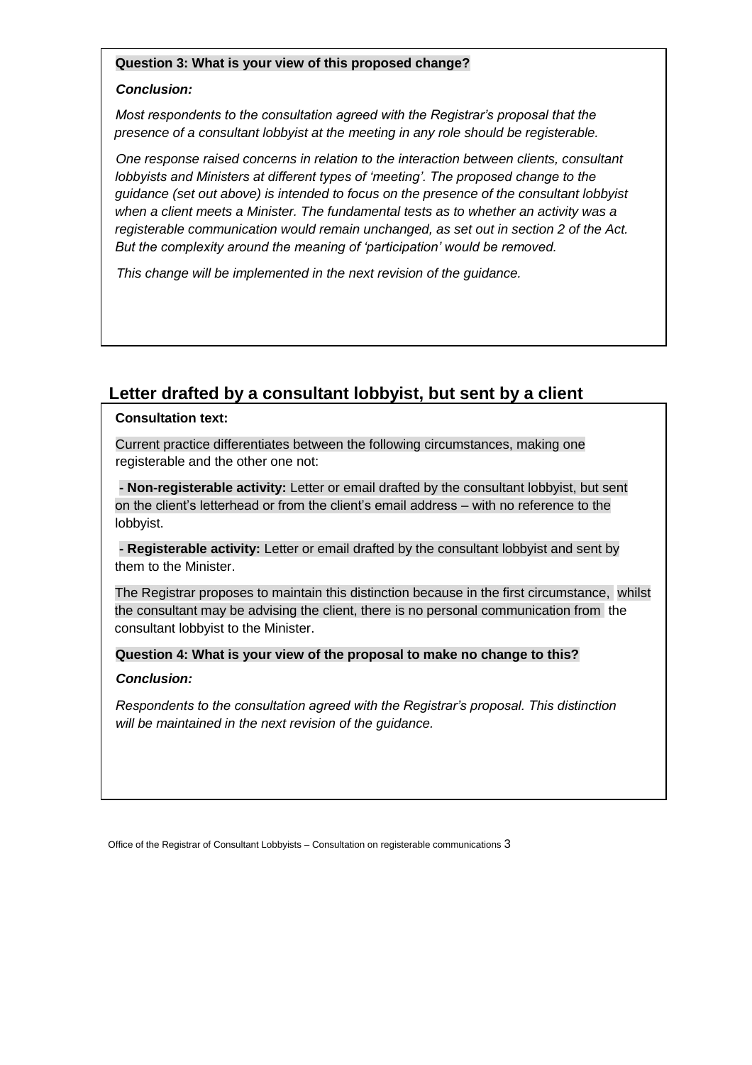**Question 3: What is your view of this proposed change?**

***Conclusion:***

*Most respondents to the consultation agreed with the Registrar's proposal that the presence of a consultant lobbyist at the meeting in any role should be registerable.*

*One response raised concerns in relation to the interaction between clients, consultant lobbyists and Ministers at different types of 'meeting'. The proposed change to the guidance (set out above) is intended to focus on the presence of the consultant lobbyist when a client meets a Minister. The fundamental tests as to whether an activity was a registerable communication would remain unchanged, as set out in section 2 of the Act. But the complexity around the meaning of 'participation' would be removed.*

*This change will be implemented in the next revision of the guidance.*

## Letter drafted by a consultant lobbyist, but sent by a client

**Consultation text:**

Current practice differentiates between the following circumstances, making one registerable and the other one not:

- **Non-registerable activity:** Letter or email drafted by the consultant lobbyist, but sent on the client's letterhead or from the client's email address – with no reference to the lobbyist.
- **Registerable activity:** Letter or email drafted by the consultant lobbyist and sent by them to the Minister.

The Registrar proposes to maintain this distinction because in the first circumstance, whilst the consultant may be advising the client, there is no personal communication from the consultant lobbyist to the Minister.

**Question 4: What is your view of the proposal to make no change to this?**

***Conclusion:***

*Respondents to the consultation agreed with the Registrar's proposal. This distinction will be maintained in the next revision of the guidance.*